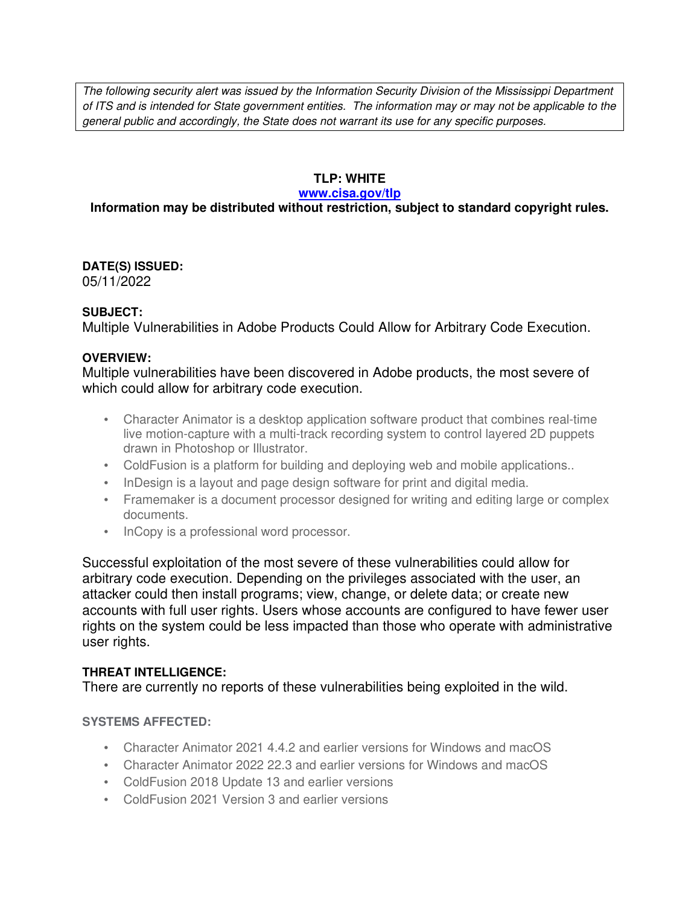*The following security alert was issued by the Information Security Division of the Mississippi Department of ITS and is intended for State government entities. The information may or may not be applicable to the general public and accordingly, the State does not warrant its use for any specific purposes.*

**TLP: WHITE**

**[www.cisa.gov/tlp](http://www.cisa.gov/tlp)**

**Information may be distributed without restriction, subject to standard copyright rules.**

**DATE(S) ISSUED:**
05/11/2022

**SUBJECT:**
Multiple Vulnerabilities in Adobe Products Could Allow for Arbitrary Code Execution.

**OVERVIEW:**
Multiple vulnerabilities have been discovered in Adobe products, the most severe of which could allow for arbitrary code execution.

- Character Animator is a desktop application software product that combines real-time live motion-capture with a multi-track recording system to control layered 2D puppets drawn in Photoshop or Illustrator.
- ColdFusion is a platform for building and deploying web and mobile applications..
- InDesign is a layout and page design software for print and digital media.
- Framemaker is a document processor designed for writing and editing large or complex documents.
- InCopy is a professional word processor.

Successful exploitation of the most severe of these vulnerabilities could allow for arbitrary code execution. Depending on the privileges associated with the user, an attacker could then install programs; view, change, or delete data; or create new accounts with full user rights. Users whose accounts are configured to have fewer user rights on the system could be less impacted than those who operate with administrative user rights.

**THREAT INTELLIGENCE:**
There are currently no reports of these vulnerabilities being exploited in the wild.

**SYSTEMS AFFECTED:**

- Character Animator 2021 4.4.2 and earlier versions for Windows and macOS
- Character Animator 2022 22.3 and earlier versions for Windows and macOS
- ColdFusion 2018 Update 13 and earlier versions
- ColdFusion 2021 Version 3 and earlier versions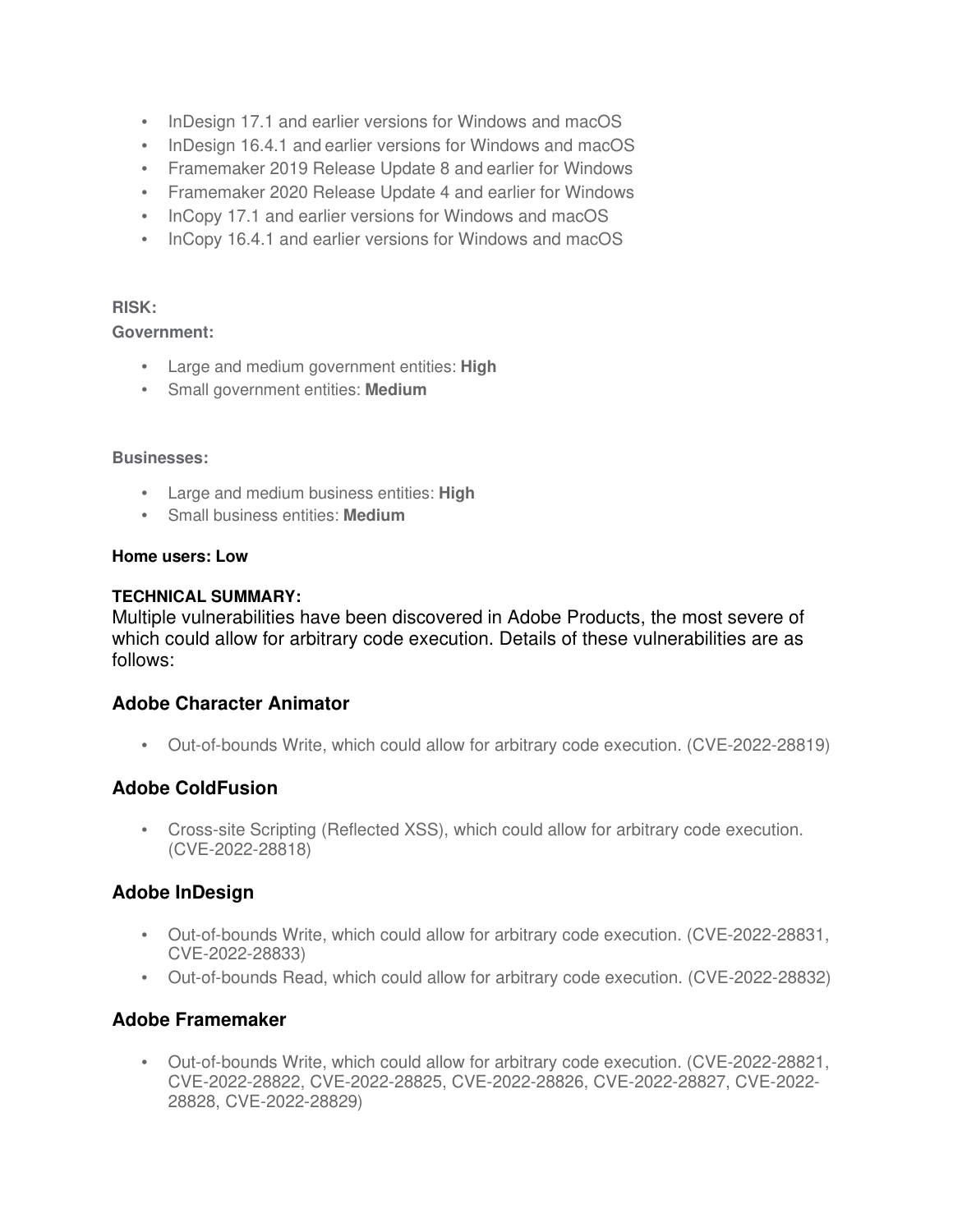- InDesign 17.1 and earlier versions for Windows and macOS
- InDesign 16.4.1 and earlier versions for Windows and macOS
- Framemaker 2019 Release Update 8 and earlier for Windows
- Framemaker 2020 Release Update 4 and earlier for Windows
- InCopy 17.1 and earlier versions for Windows and macOS
- InCopy 16.4.1 and earlier versions for Windows and macOS

**RISK:**

**Government:**

- Large and medium government entities: **High**
- Small government entities: **Medium**

**Businesses:**

- Large and medium business entities: **High**
- Small business entities: **Medium**

**Home users: Low**

**TECHNICAL SUMMARY:**

Multiple vulnerabilities have been discovered in Adobe Products, the most severe of which could allow for arbitrary code execution. Details of these vulnerabilities are as follows:

### Adobe Character Animator

- Out-of-bounds Write, which could allow for arbitrary code execution. (CVE-2022-28819)

### Adobe ColdFusion

- Cross-site Scripting (Reflected XSS), which could allow for arbitrary code execution. (CVE-2022-28818)

### Adobe InDesign

- Out-of-bounds Write, which could allow for arbitrary code execution. (CVE-2022-28831, CVE-2022-28833)
- Out-of-bounds Read, which could allow for arbitrary code execution. (CVE-2022-28832)

### Adobe Framemaker

- Out-of-bounds Write, which could allow for arbitrary code execution. (CVE-2022-28821, CVE-2022-28822, CVE-2022-28825, CVE-2022-28826, CVE-2022-28827, CVE-2022-28828, CVE-2022-28829)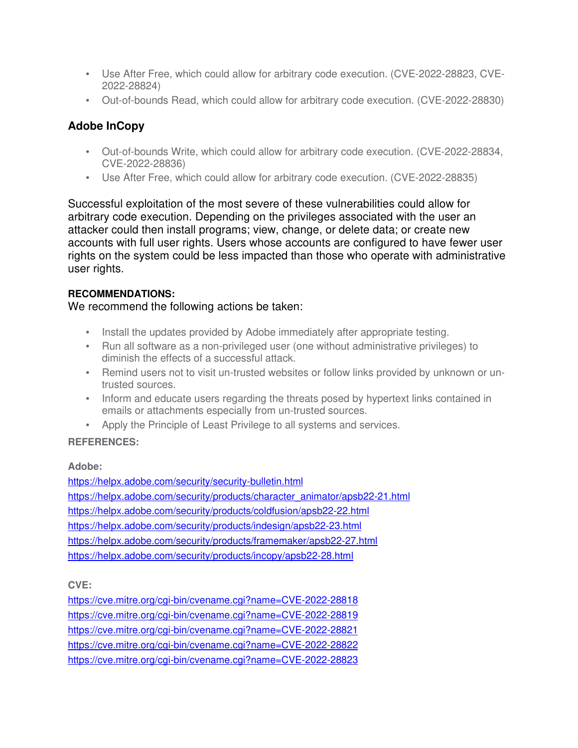- Use After Free, which could allow for arbitrary code execution. (CVE-2022-28823, CVE-2022-28824)
- Out-of-bounds Read, which could allow for arbitrary code execution. (CVE-2022-28830)

### Adobe InCopy

- Out-of-bounds Write, which could allow for arbitrary code execution. (CVE-2022-28834, CVE-2022-28836)
- Use After Free, which could allow for arbitrary code execution. (CVE-2022-28835)

Successful exploitation of the most severe of these vulnerabilities could allow for arbitrary code execution. Depending on the privileges associated with the user an attacker could then install programs; view, change, or delete data; or create new accounts with full user rights. Users whose accounts are configured to have fewer user rights on the system could be less impacted than those who operate with administrative user rights.

**RECOMMENDATIONS:**

We recommend the following actions be taken:

- Install the updates provided by Adobe immediately after appropriate testing.
- Run all software as a non-privileged user (one without administrative privileges) to diminish the effects of a successful attack.
- Remind users not to visit un-trusted websites or follow links provided by unknown or un-trusted sources.
- Inform and educate users regarding the threats posed by hypertext links contained in emails or attachments especially from un-trusted sources.
- Apply the Principle of Least Privilege to all systems and services.

**REFERENCES:**

**Adobe:**

https://helpx.adobe.com/security/security-bulletin.html
https://helpx.adobe.com/security/products/character_animator/apsb22-21.html
https://helpx.adobe.com/security/products/coldfusion/apsb22-22.html
https://helpx.adobe.com/security/products/indesign/apsb22-23.html
https://helpx.adobe.com/security/products/framemaker/apsb22-27.html
https://helpx.adobe.com/security/products/incopy/apsb22-28.html

**CVE:**

https://cve.mitre.org/cgi-bin/cvename.cgi?name=CVE-2022-28818
https://cve.mitre.org/cgi-bin/cvename.cgi?name=CVE-2022-28819
https://cve.mitre.org/cgi-bin/cvename.cgi?name=CVE-2022-28821
https://cve.mitre.org/cgi-bin/cvename.cgi?name=CVE-2022-28822
https://cve.mitre.org/cgi-bin/cvename.cgi?name=CVE-2022-28823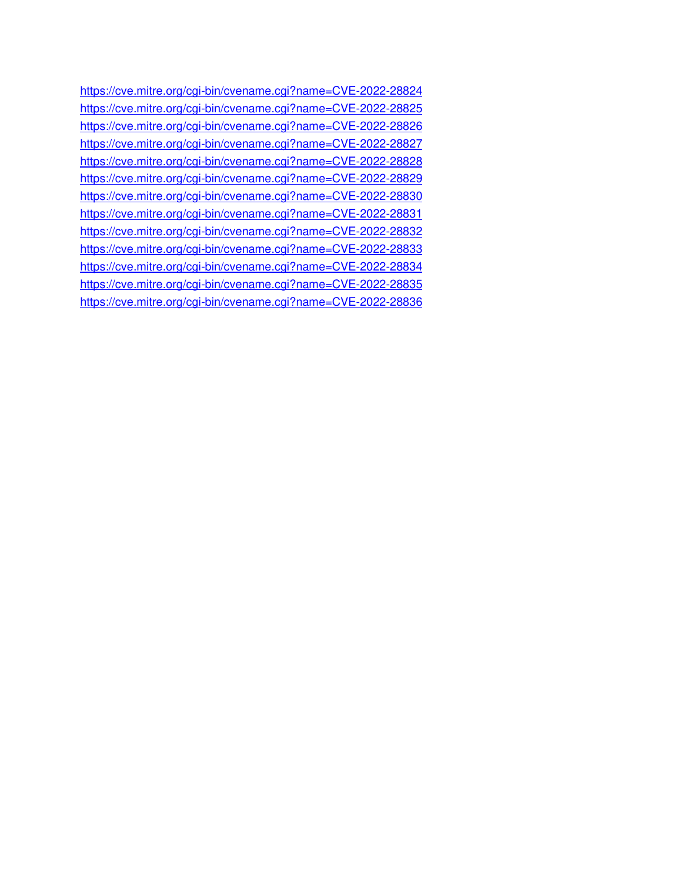https://cve.mitre.org/cgi-bin/cvename.cgi?name=CVE-2022-28824
https://cve.mitre.org/cgi-bin/cvename.cgi?name=CVE-2022-28825
https://cve.mitre.org/cgi-bin/cvename.cgi?name=CVE-2022-28826
https://cve.mitre.org/cgi-bin/cvename.cgi?name=CVE-2022-28827
https://cve.mitre.org/cgi-bin/cvename.cgi?name=CVE-2022-28828
https://cve.mitre.org/cgi-bin/cvename.cgi?name=CVE-2022-28829
https://cve.mitre.org/cgi-bin/cvename.cgi?name=CVE-2022-28830
https://cve.mitre.org/cgi-bin/cvename.cgi?name=CVE-2022-28831
https://cve.mitre.org/cgi-bin/cvename.cgi?name=CVE-2022-28832
https://cve.mitre.org/cgi-bin/cvename.cgi?name=CVE-2022-28833
https://cve.mitre.org/cgi-bin/cvename.cgi?name=CVE-2022-28834
https://cve.mitre.org/cgi-bin/cvename.cgi?name=CVE-2022-28835
https://cve.mitre.org/cgi-bin/cvename.cgi?name=CVE-2022-28836